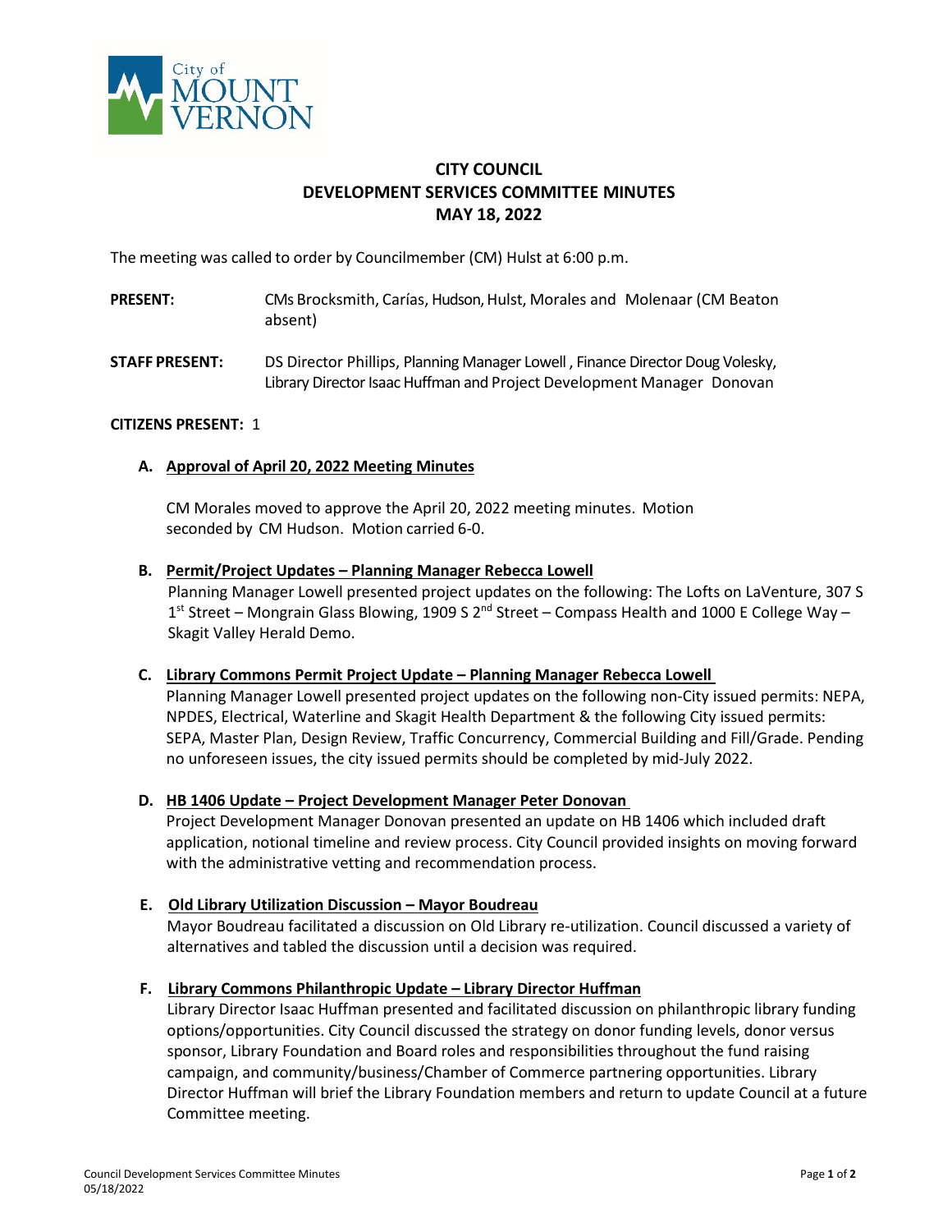# CITY COUNCIL
## DEVELOPMENT SERVICES COMMITTEE MINUTES
## MAY 18, 2022

The meeting was called to order by Councilmember (CM) Hulst at 6:00 p.m.

**PRESENT:** CMs Brocksmith, Carías, Hudson, Hulst, Morales and Molenaar (CM Beaton absent)

**STAFF PRESENT:** DS Director Phillips, Planning Manager Lowell , Finance Director Doug Volesky, Library Director Isaac Huffman and Project Development Manager Donovan

**CITIZENS PRESENT:** 1

**A. Approval of April 20, 2022 Meeting Minutes**

CM Morales moved to approve the April 20, 2022 meeting minutes. Motion seconded by CM Hudson. Motion carried 6-0.

**B. Permit/Project Updates – Planning Manager Rebecca Lowell**

Planning Manager Lowell presented project updates on the following: The Lofts on LaVenture, 307 S 1st Street – Mongrain Glass Blowing, 1909 S 2nd Street – Compass Health and 1000 E College Way – Skagit Valley Herald Demo.

**C. Library Commons Permit Project Update – Planning Manager Rebecca Lowell**

Planning Manager Lowell presented project updates on the following non-City issued permits: NEPA, NPDES, Electrical, Waterline and Skagit Health Department & the following City issued permits: SEPA, Master Plan, Design Review, Traffic Concurrency, Commercial Building and Fill/Grade. Pending no unforeseen issues, the city issued permits should be completed by mid-July 2022.

**D. HB 1406 Update – Project Development Manager Peter Donovan**

Project Development Manager Donovan presented an update on HB 1406 which included draft application, notional timeline and review process. City Council provided insights on moving forward with the administrative vetting and recommendation process.

**E. Old Library Utilization Discussion – Mayor Boudreau**

Mayor Boudreau facilitated a discussion on Old Library re-utilization. Council discussed a variety of alternatives and tabled the discussion until a decision was required.

**F. Library Commons Philanthropic Update – Library Director Huffman**

Library Director Isaac Huffman presented and facilitated discussion on philanthropic library funding options/opportunities. City Council discussed the strategy on donor funding levels, donor versus sponsor, Library Foundation and Board roles and responsibilities throughout the fund raising campaign, and community/business/Chamber of Commerce partnering opportunities. Library Director Huffman will brief the Library Foundation members and return to update Council at a future Committee meeting.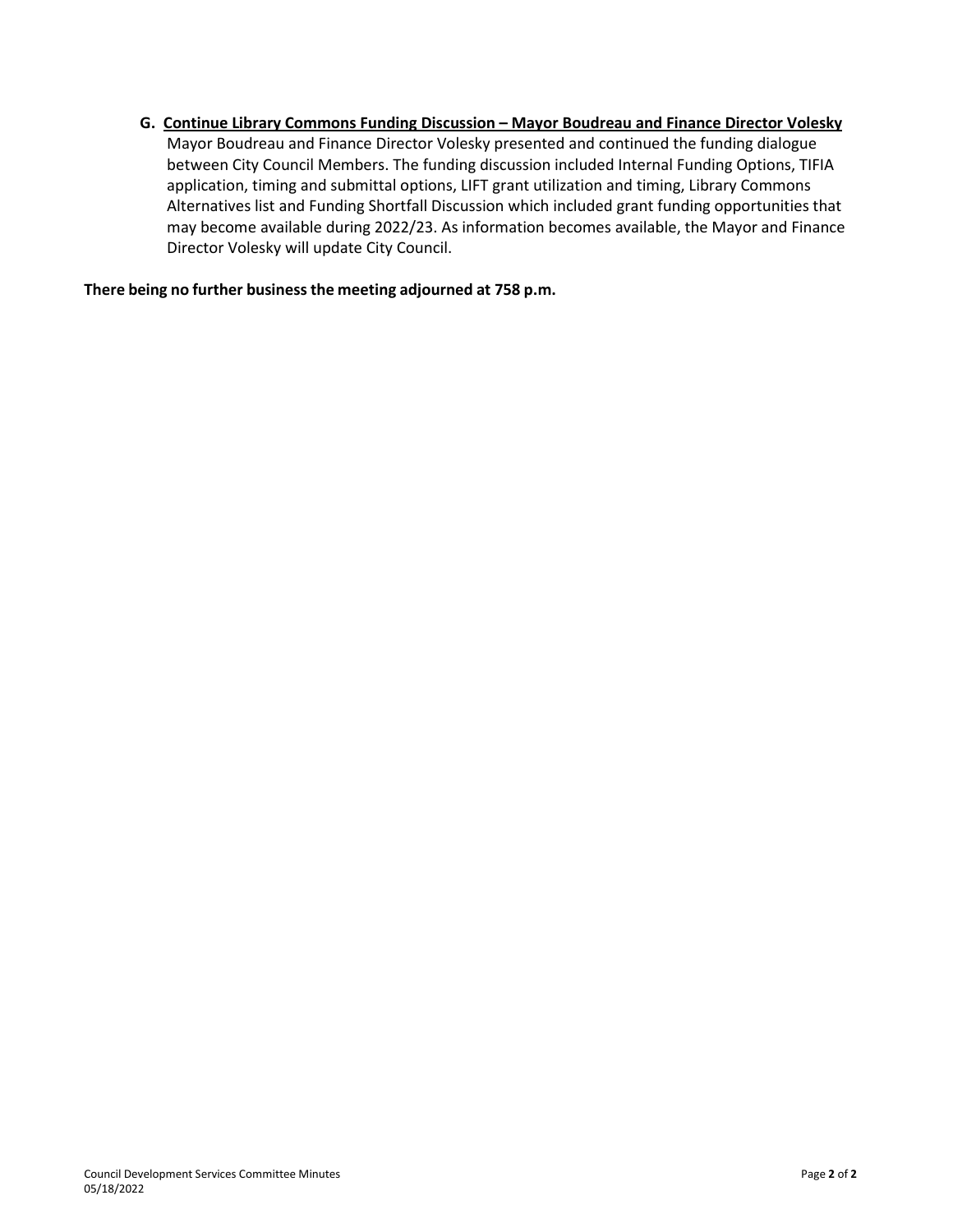G. **Continue Library Commons Funding Discussion – Mayor Boudreau and Finance Director Volesky**

Mayor Boudreau and Finance Director Volesky presented and continued the funding dialogue between City Council Members. The funding discussion included Internal Funding Options, TIFIA application, timing and submittal options, LIFT grant utilization and timing, Library Commons Alternatives list and Funding Shortfall Discussion which included grant funding opportunities that may become available during 2022/23. As information becomes available, the Mayor and Finance Director Volesky will update City Council.

**There being no further business the meeting adjourned at 758 p.m.**